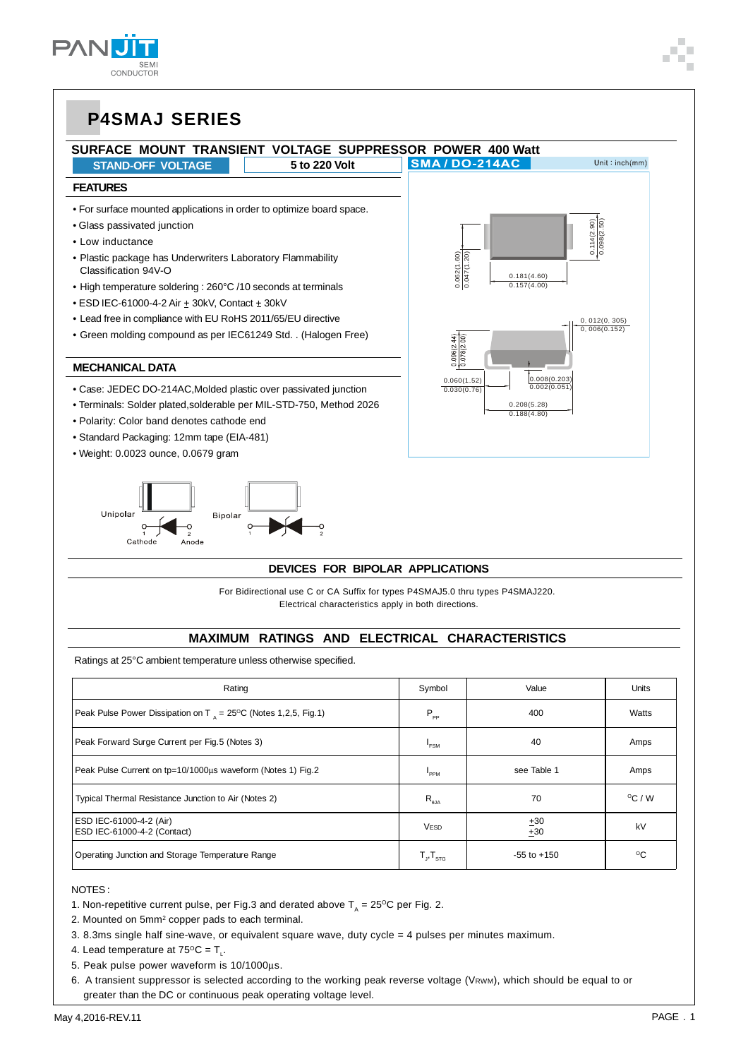# P4SMAJ SERIES

## SURFACE MOUNT TRANSIENT VOLTAGE SUPPRESSOR POWER 400 Watt

**STAND-OFF VOLTAGE** | **5 to 220 Volt**

**SMA / DO-214AC** Unit : inch(mm)

### FEATURES

- For surface mounted applications in order to optimize board space.
- Glass passivated junction
- Low inductance
- Plastic package has Underwriters Laboratory Flammability Classification 94V-O
- High temperature soldering : 260°C /10 seconds at terminals
- ESD IEC-61000-4-2 Air ± 30kV, Contact ± 30kV
- Lead free in compliance with EU RoHS 2011/65/EU directive
- Green molding compound as per IEC61249 Std. . (Halogen Free)

### MECHANICAL DATA

- Case: JEDEC DO-214AC,Molded plastic over passivated junction
- Terminals: Solder plated,solderable per MIL-STD-750, Method 2026
- Polarity: Color band denotes cathode end
- Standard Packaging: 12mm tape (EIA-481)
- Weight: 0.0023 ounce, 0.0679 gram

0.114(2.90) 0.098(2.50) 0.062(1.60) 0.047(1.20) 0.181(4.60) 0.157(4.00) 0.012(0.305) 0.006(0.152) 0.096(2.44) 0.078(2.00) 0.060(1.52) 0.030(0.76) 0.008(0.203) 0.002(0.051) 0.208(5.28) 0.188(4.80)

Unipolar 1 Cathode 2 Anode Bipolar 1 2

## DEVICES FOR BIPOLAR APPLICATIONS

For Bidirectional use C or CA Suffix for types P4SMAJ5.0 thru types P4SMAJ220.
Electrical characteristics apply in both directions.

## MAXIMUM RATINGS AND ELECTRICAL CHARACTERISTICS

Ratings at 25°C ambient temperature unless otherwise specified.

| Rating | Symbol | Value | Units |
|---|---|---|---|
| Peak Pulse Power Dissipation on $T_A$ = 25°C (Notes 1,2,5, Fig.1) | $P_{PP}$ | 400 | Watts |
| Peak Forward Surge Current per Fig.5 (Notes 3) | $I_{FSM}$ | 40 | Amps |
| Peak Pulse Current on tp=10/1000µs waveform (Notes 1) Fig.2 | $I_{PPM}$ | see Table 1 | Amps |
| Typical Thermal Resistance Junction to Air (Notes 2) | $R_{\theta JA}$ | 70 | °C / W |
| ESD IEC-61000-4-2 (Air)<br>ESD IEC-61000-4-2 (Contact) | $V_{ESD}$ | ±30<br>±30 | kV |
| Operating Junction and Storage Temperature Range | $T_J$,$T_{STG}$ | -55 to +150 | °C |

NOTES :

1. Non-repetitive current pulse, per Fig.3 and derated above $T_A$ = 25°C per Fig. 2.
2. Mounted on 5mm² copper pads to each terminal.
3. 8.3ms single half sine-wave, or equivalent square wave, duty cycle = 4 pulses per minutes maximum.
4. Lead temperature at 75°C = $T_L$.
5. Peak pulse power waveform is 10/1000µs.
6. A transient suppressor is selected according to the working peak reverse voltage ($V_{RWM}$), which should be equal to or greater than the DC or continuous peak operating voltage level.

May 4,2016-REV.11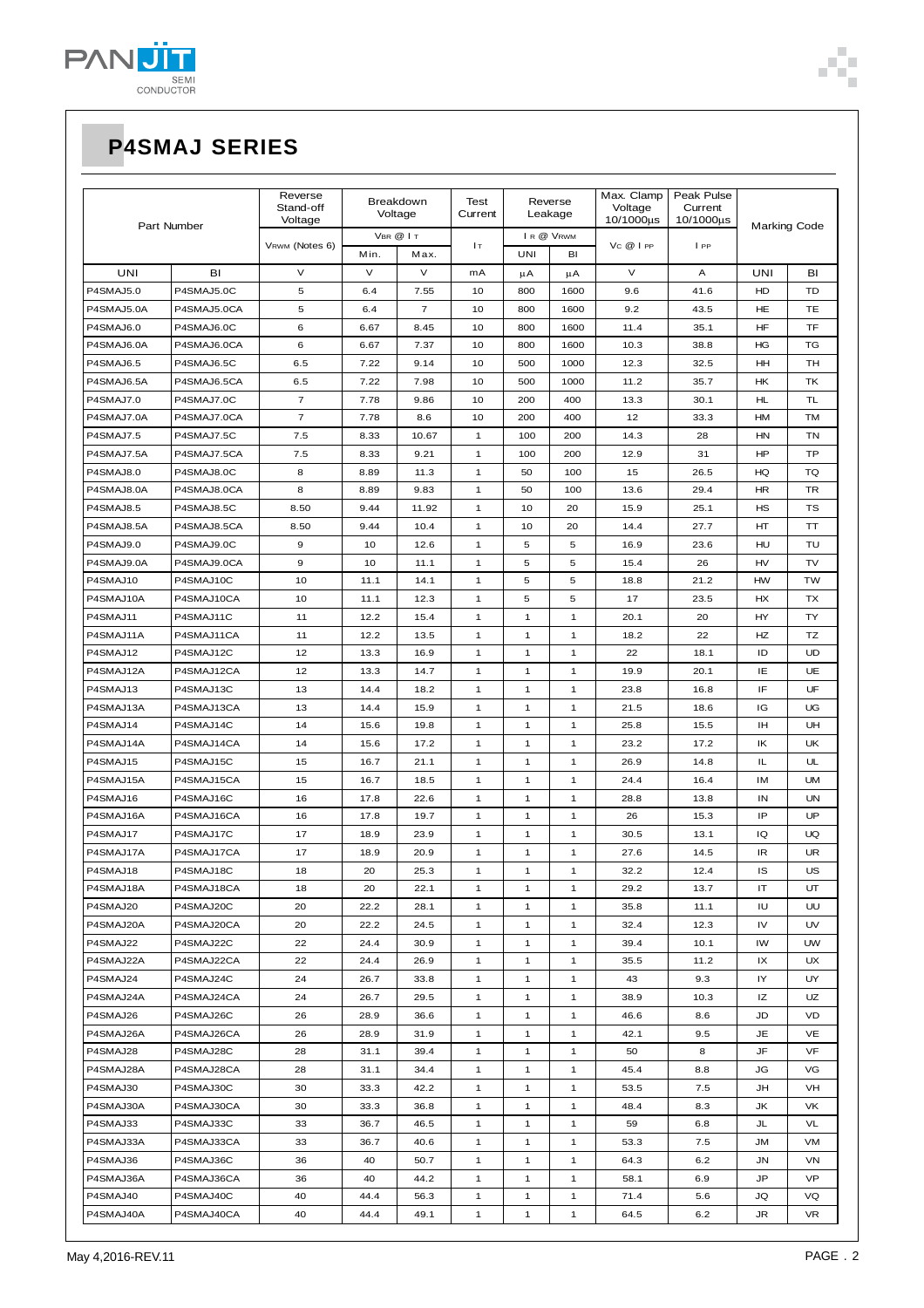# P4SMAJ SERIES

| Part Number | | Reverse Stand-off Voltage | Breakdown Voltage | | Test Current | Reverse Leakage | | Max. Clamp Voltage 10/1000µs | Peak Pulse Current 10/1000µs | Marking Code | |
|---|---|---|---|---|---|---|---|---|---|---|---|
| | | $V_{RWM}$ (Notes 6) | $V_{BR}$ @ $I_T$ | | $I_T$ | $I_R$ @ $V_{RWM}$ | | $V_C$ @ $I_{PP}$ | $I_{PP}$ | | |
| | | | Min. | Max. | | UNI | BI | | | | |
| UNI | BI | V | V | V | mA | µA | µA | V | A | UNI | BI |
| P4SMAJ5.0 | P4SMAJ5.0C | 5 | 6.4 | 7.55 | 10 | 800 | 1600 | 9.6 | 41.6 | HD | TD |
| P4SMAJ5.0A | P4SMAJ5.0CA | 5 | 6.4 | 7 | 10 | 800 | 1600 | 9.2 | 43.5 | HE | TE |
| P4SMAJ6.0 | P4SMAJ6.0C | 6 | 6.67 | 8.45 | 10 | 800 | 1600 | 11.4 | 35.1 | HF | TF |
| P4SMAJ6.0A | P4SMAJ6.0CA | 6 | 6.67 | 7.37 | 10 | 800 | 1600 | 10.3 | 38.8 | HG | TG |
| P4SMAJ6.5 | P4SMAJ6.5C | 6.5 | 7.22 | 9.14 | 10 | 500 | 1000 | 12.3 | 32.5 | HH | TH |
| P4SMAJ6.5A | P4SMAJ6.5CA | 6.5 | 7.22 | 7.98 | 10 | 500 | 1000 | 11.2 | 35.7 | HK | TK |
| P4SMAJ7.0 | P4SMAJ7.0C | 7 | 7.78 | 9.86 | 10 | 200 | 400 | 13.3 | 30.1 | HL | TL |
| P4SMAJ7.0A | P4SMAJ7.0CA | 7 | 7.78 | 8.6 | 10 | 200 | 400 | 12 | 33.3 | HM | TM |
| P4SMAJ7.5 | P4SMAJ7.5C | 7.5 | 8.33 | 10.67 | 1 | 100 | 200 | 14.3 | 28 | HN | TN |
| P4SMAJ7.5A | P4SMAJ7.5CA | 7.5 | 8.33 | 9.21 | 1 | 100 | 200 | 12.9 | 31 | HP | TP |
| P4SMAJ8.0 | P4SMAJ8.0C | 8 | 8.89 | 11.3 | 1 | 50 | 100 | 15 | 26.5 | HQ | TQ |
| P4SMAJ8.0A | P4SMAJ8.0CA | 8 | 8.89 | 9.83 | 1 | 50 | 100 | 13.6 | 29.4 | HR | TR |
| P4SMAJ8.5 | P4SMAJ8.5C | 8.50 | 9.44 | 11.92 | 1 | 10 | 20 | 15.9 | 25.1 | HS | TS |
| P4SMAJ8.5A | P4SMAJ8.5CA | 8.50 | 9.44 | 10.4 | 1 | 10 | 20 | 14.4 | 27.7 | HT | TT |
| P4SMAJ9.0 | P4SMAJ9.0C | 9 | 10 | 12.6 | 1 | 5 | 5 | 16.9 | 23.6 | HU | TU |
| P4SMAJ9.0A | P4SMAJ9.0CA | 9 | 10 | 11.1 | 1 | 5 | 5 | 15.4 | 26 | HV | TV |
| P4SMAJ10 | P4SMAJ10C | 10 | 11.1 | 14.1 | 1 | 5 | 5 | 18.8 | 21.2 | HW | TW |
| P4SMAJ10A | P4SMAJ10CA | 10 | 11.1 | 12.3 | 1 | 5 | 5 | 17 | 23.5 | HX | TX |
| P4SMAJ11 | P4SMAJ11C | 11 | 12.2 | 15.4 | 1 | 1 | 1 | 20.1 | 20 | HY | TY |
| P4SMAJ11A | P4SMAJ11CA | 11 | 12.2 | 13.5 | 1 | 1 | 1 | 18.2 | 22 | HZ | TZ |
| P4SMAJ12 | P4SMAJ12C | 12 | 13.3 | 16.9 | 1 | 1 | 1 | 22 | 18.1 | ID | UD |
| P4SMAJ12A | P4SMAJ12CA | 12 | 13.3 | 14.7 | 1 | 1 | 1 | 19.9 | 20.1 | IE | UE |
| P4SMAJ13 | P4SMAJ13C | 13 | 14.4 | 18.2 | 1 | 1 | 1 | 23.8 | 16.8 | IF | UF |
| P4SMAJ13A | P4SMAJ13CA | 13 | 14.4 | 15.9 | 1 | 1 | 1 | 21.5 | 18.6 | IG | UG |
| P4SMAJ14 | P4SMAJ14C | 14 | 15.6 | 19.8 | 1 | 1 | 1 | 25.8 | 15.5 | IH | UH |
| P4SMAJ14A | P4SMAJ14CA | 14 | 15.6 | 17.2 | 1 | 1 | 1 | 23.2 | 17.2 | IK | UK |
| P4SMAJ15 | P4SMAJ15C | 15 | 16.7 | 21.1 | 1 | 1 | 1 | 26.9 | 14.8 | IL | UL |
| P4SMAJ15A | P4SMAJ15CA | 15 | 16.7 | 18.5 | 1 | 1 | 1 | 24.4 | 16.4 | IM | UM |
| P4SMAJ16 | P4SMAJ16C | 16 | 17.8 | 22.6 | 1 | 1 | 1 | 28.8 | 13.8 | IN | UN |
| P4SMAJ16A | P4SMAJ16CA | 16 | 17.8 | 19.7 | 1 | 1 | 1 | 26 | 15.3 | IP | UP |
| P4SMAJ17 | P4SMAJ17C | 17 | 18.9 | 23.9 | 1 | 1 | 1 | 30.5 | 13.1 | IQ | UQ |
| P4SMAJ17A | P4SMAJ17CA | 17 | 18.9 | 20.9 | 1 | 1 | 1 | 27.6 | 14.5 | IR | UR |
| P4SMAJ18 | P4SMAJ18C | 18 | 20 | 25.3 | 1 | 1 | 1 | 32.2 | 12.4 | IS | US |
| P4SMAJ18A | P4SMAJ18CA | 18 | 20 | 22.1 | 1 | 1 | 1 | 29.2 | 13.7 | IT | UT |
| P4SMAJ20 | P4SMAJ20C | 20 | 22.2 | 28.1 | 1 | 1 | 1 | 35.8 | 11.1 | IU | UU |
| P4SMAJ20A | P4SMAJ20CA | 20 | 22.2 | 24.5 | 1 | 1 | 1 | 32.4 | 12.3 | IV | UV |
| P4SMAJ22 | P4SMAJ22C | 22 | 24.4 | 30.9 | 1 | 1 | 1 | 39.4 | 10.1 | IW | UW |
| P4SMAJ22A | P4SMAJ22CA | 22 | 24.4 | 26.9 | 1 | 1 | 1 | 35.5 | 11.2 | IX | UX |
| P4SMAJ24 | P4SMAJ24C | 24 | 26.7 | 33.8 | 1 | 1 | 1 | 43 | 9.3 | IY | UY |
| P4SMAJ24A | P4SMAJ24CA | 24 | 26.7 | 29.5 | 1 | 1 | 1 | 38.9 | 10.3 | IZ | UZ |
| P4SMAJ26 | P4SMAJ26C | 26 | 28.9 | 36.6 | 1 | 1 | 1 | 46.6 | 8.6 | JD | VD |
| P4SMAJ26A | P4SMAJ26CA | 26 | 28.9 | 31.9 | 1 | 1 | 1 | 42.1 | 9.5 | JE | VE |
| P4SMAJ28 | P4SMAJ28C | 28 | 31.1 | 39.4 | 1 | 1 | 1 | 50 | 8 | JF | VF |
| P4SMAJ28A | P4SMAJ28CA | 28 | 31.1 | 34.4 | 1 | 1 | 1 | 45.4 | 8.8 | JG | VG |
| P4SMAJ30 | P4SMAJ30C | 30 | 33.3 | 42.2 | 1 | 1 | 1 | 53.5 | 7.5 | JH | VH |
| P4SMAJ30A | P4SMAJ30CA | 30 | 33.3 | 36.8 | 1 | 1 | 1 | 48.4 | 8.3 | JK | VK |
| P4SMAJ33 | P4SMAJ33C | 33 | 36.7 | 46.5 | 1 | 1 | 1 | 59 | 6.8 | JL | VL |
| P4SMAJ33A | P4SMAJ33CA | 33 | 36.7 | 40.6 | 1 | 1 | 1 | 53.3 | 7.5 | JM | VM |
| P4SMAJ36 | P4SMAJ36C | 36 | 40 | 50.7 | 1 | 1 | 1 | 64.3 | 6.2 | JN | VN |
| P4SMAJ36A | P4SMAJ36CA | 36 | 40 | 44.2 | 1 | 1 | 1 | 58.1 | 6.9 | JP | VP |
| P4SMAJ40 | P4SMAJ40C | 40 | 44.4 | 56.3 | 1 | 1 | 1 | 71.4 | 5.6 | JQ | VQ |
| P4SMAJ40A | P4SMAJ40CA | 40 | 44.4 | 49.1 | 1 | 1 | 1 | 64.5 | 6.2 | JR | VR |

May 4,2016-REV.11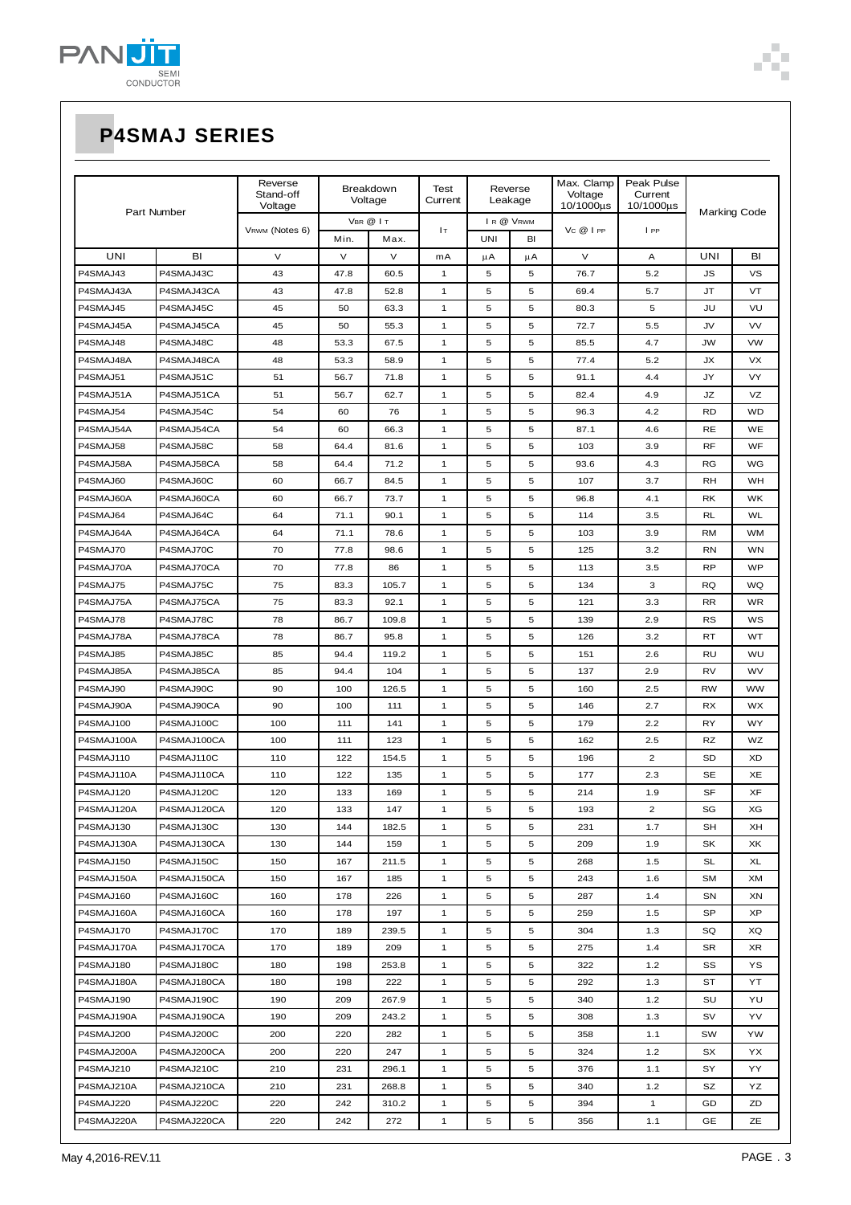# P4SMAJ SERIES

| Part Number | | Reverse Stand-off Voltage | Breakdown Voltage | | Test Current | Reverse Leakage | | Max. Clamp Voltage 10/1000µs | Peak Pulse Current 10/1000µs | Marking Code | |
|---|---|---|---|---|---|---|---|---|---|---|---|
| | | $V_{RWM}$ (Notes 6) | $V_{BR}$ @ $I_T$ | | $I_T$ | $I_R$ @ $V_{RWM}$ | | $V_C$ @ $I_{PP}$ | $I_{PP}$ | | |
| | | | Min. | Max. | | UNI | BI | | | | |
| UNI | BI | V | V | V | mA | µA | µA | V | A | UNI | BI |
| P4SMAJ43 | P4SMAJ43C | 43 | 47.8 | 60.5 | 1 | 5 | 5 | 76.7 | 5.2 | JS | VS |
| P4SMAJ43A | P4SMAJ43CA | 43 | 47.8 | 52.8 | 1 | 5 | 5 | 69.4 | 5.7 | JT | VT |
| P4SMAJ45 | P4SMAJ45C | 45 | 50 | 63.3 | 1 | 5 | 5 | 80.3 | 5 | JU | VU |
| P4SMAJ45A | P4SMAJ45CA | 45 | 50 | 55.3 | 1 | 5 | 5 | 72.7 | 5.5 | JV | VV |
| P4SMAJ48 | P4SMAJ48C | 48 | 53.3 | 67.5 | 1 | 5 | 5 | 85.5 | 4.7 | JW | VW |
| P4SMAJ48A | P4SMAJ48CA | 48 | 53.3 | 58.9 | 1 | 5 | 5 | 77.4 | 5.2 | JX | VX |
| P4SMAJ51 | P4SMAJ51C | 51 | 56.7 | 71.8 | 1 | 5 | 5 | 91.1 | 4.4 | JY | VY |
| P4SMAJ51A | P4SMAJ51CA | 51 | 56.7 | 62.7 | 1 | 5 | 5 | 82.4 | 4.9 | JZ | VZ |
| P4SMAJ54 | P4SMAJ54C | 54 | 60 | 76 | 1 | 5 | 5 | 96.3 | 4.2 | RD | WD |
| P4SMAJ54A | P4SMAJ54CA | 54 | 60 | 66.3 | 1 | 5 | 5 | 87.1 | 4.6 | RE | WE |
| P4SMAJ58 | P4SMAJ58C | 58 | 64.4 | 81.6 | 1 | 5 | 5 | 103 | 3.9 | RF | WF |
| P4SMAJ58A | P4SMAJ58CA | 58 | 64.4 | 71.2 | 1 | 5 | 5 | 93.6 | 4.3 | RG | WG |
| P4SMAJ60 | P4SMAJ60C | 60 | 66.7 | 84.5 | 1 | 5 | 5 | 107 | 3.7 | RH | WH |
| P4SMAJ60A | P4SMAJ60CA | 60 | 66.7 | 73.7 | 1 | 5 | 5 | 96.8 | 4.1 | RK | WK |
| P4SMAJ64 | P4SMAJ64C | 64 | 71.1 | 90.1 | 1 | 5 | 5 | 114 | 3.5 | RL | WL |
| P4SMAJ64A | P4SMAJ64CA | 64 | 71.1 | 78.6 | 1 | 5 | 5 | 103 | 3.9 | RM | WM |
| P4SMAJ70 | P4SMAJ70C | 70 | 77.8 | 98.6 | 1 | 5 | 5 | 125 | 3.2 | RN | WN |
| P4SMAJ70A | P4SMAJ70CA | 70 | 77.8 | 86 | 1 | 5 | 5 | 113 | 3.5 | RP | WP |
| P4SMAJ75 | P4SMAJ75C | 75 | 83.3 | 105.7 | 1 | 5 | 5 | 134 | 3 | RQ | WQ |
| P4SMAJ75A | P4SMAJ75CA | 75 | 83.3 | 92.1 | 1 | 5 | 5 | 121 | 3.3 | RR | WR |
| P4SMAJ78 | P4SMAJ78C | 78 | 86.7 | 109.8 | 1 | 5 | 5 | 139 | 2.9 | RS | WS |
| P4SMAJ78A | P4SMAJ78CA | 78 | 86.7 | 95.8 | 1 | 5 | 5 | 126 | 3.2 | RT | WT |
| P4SMAJ85 | P4SMAJ85C | 85 | 94.4 | 119.2 | 1 | 5 | 5 | 151 | 2.6 | RU | WU |
| P4SMAJ85A | P4SMAJ85CA | 85 | 94.4 | 104 | 1 | 5 | 5 | 137 | 2.9 | RV | WV |
| P4SMAJ90 | P4SMAJ90C | 90 | 100 | 126.5 | 1 | 5 | 5 | 160 | 2.5 | RW | WW |
| P4SMAJ90A | P4SMAJ90CA | 90 | 100 | 111 | 1 | 5 | 5 | 146 | 2.7 | RX | WX |
| P4SMAJ100 | P4SMAJ100C | 100 | 111 | 141 | 1 | 5 | 5 | 179 | 2.2 | RY | WY |
| P4SMAJ100A | P4SMAJ100CA | 100 | 111 | 123 | 1 | 5 | 5 | 162 | 2.5 | RZ | WZ |
| P4SMAJ110 | P4SMAJ110C | 110 | 122 | 154.5 | 1 | 5 | 5 | 196 | 2 | SD | XD |
| P4SMAJ110A | P4SMAJ110CA | 110 | 122 | 135 | 1 | 5 | 5 | 177 | 2.3 | SE | XE |
| P4SMAJ120 | P4SMAJ120C | 120 | 133 | 169 | 1 | 5 | 5 | 214 | 1.9 | SF | XF |
| P4SMAJ120A | P4SMAJ120CA | 120 | 133 | 147 | 1 | 5 | 5 | 193 | 2 | SG | XG |
| P4SMAJ130 | P4SMAJ130C | 130 | 144 | 182.5 | 1 | 5 | 5 | 231 | 1.7 | SH | XH |
| P4SMAJ130A | P4SMAJ130CA | 130 | 144 | 159 | 1 | 5 | 5 | 209 | 1.9 | SK | XK |
| P4SMAJ150 | P4SMAJ150C | 150 | 167 | 211.5 | 1 | 5 | 5 | 268 | 1.5 | SL | XL |
| P4SMAJ150A | P4SMAJ150CA | 150 | 167 | 185 | 1 | 5 | 5 | 243 | 1.6 | SM | XM |
| P4SMAJ160 | P4SMAJ160C | 160 | 178 | 226 | 1 | 5 | 5 | 287 | 1.4 | SN | XN |
| P4SMAJ160A | P4SMAJ160CA | 160 | 178 | 197 | 1 | 5 | 5 | 259 | 1.5 | SP | XP |
| P4SMAJ170 | P4SMAJ170C | 170 | 189 | 239.5 | 1 | 5 | 5 | 304 | 1.3 | SQ | XQ |
| P4SMAJ170A | P4SMAJ170CA | 170 | 189 | 209 | 1 | 5 | 5 | 275 | 1.4 | SR | XR |
| P4SMAJ180 | P4SMAJ180C | 180 | 198 | 253.8 | 1 | 5 | 5 | 322 | 1.2 | SS | YS |
| P4SMAJ180A | P4SMAJ180CA | 180 | 198 | 222 | 1 | 5 | 5 | 292 | 1.3 | ST | YT |
| P4SMAJ190 | P4SMAJ190C | 190 | 209 | 267.9 | 1 | 5 | 5 | 340 | 1.2 | SU | YU |
| P4SMAJ190A | P4SMAJ190CA | 190 | 209 | 243.2 | 1 | 5 | 5 | 308 | 1.3 | SV | YV |
| P4SMAJ200 | P4SMAJ200C | 200 | 220 | 282 | 1 | 5 | 5 | 358 | 1.1 | SW | YW |
| P4SMAJ200A | P4SMAJ200CA | 200 | 220 | 247 | 1 | 5 | 5 | 324 | 1.2 | SX | YX |
| P4SMAJ210 | P4SMAJ210C | 210 | 231 | 296.1 | 1 | 5 | 5 | 376 | 1.1 | SY | YY |
| P4SMAJ210A | P4SMAJ210CA | 210 | 231 | 268.8 | 1 | 5 | 5 | 340 | 1.2 | SZ | YZ |
| P4SMAJ220 | P4SMAJ220C | 220 | 242 | 310.2 | 1 | 5 | 5 | 394 | 1 | GD | ZD |
| P4SMAJ220A | P4SMAJ220CA | 220 | 242 | 272 | 1 | 5 | 5 | 356 | 1.1 | GE | ZE |

May 4,2016-REV.11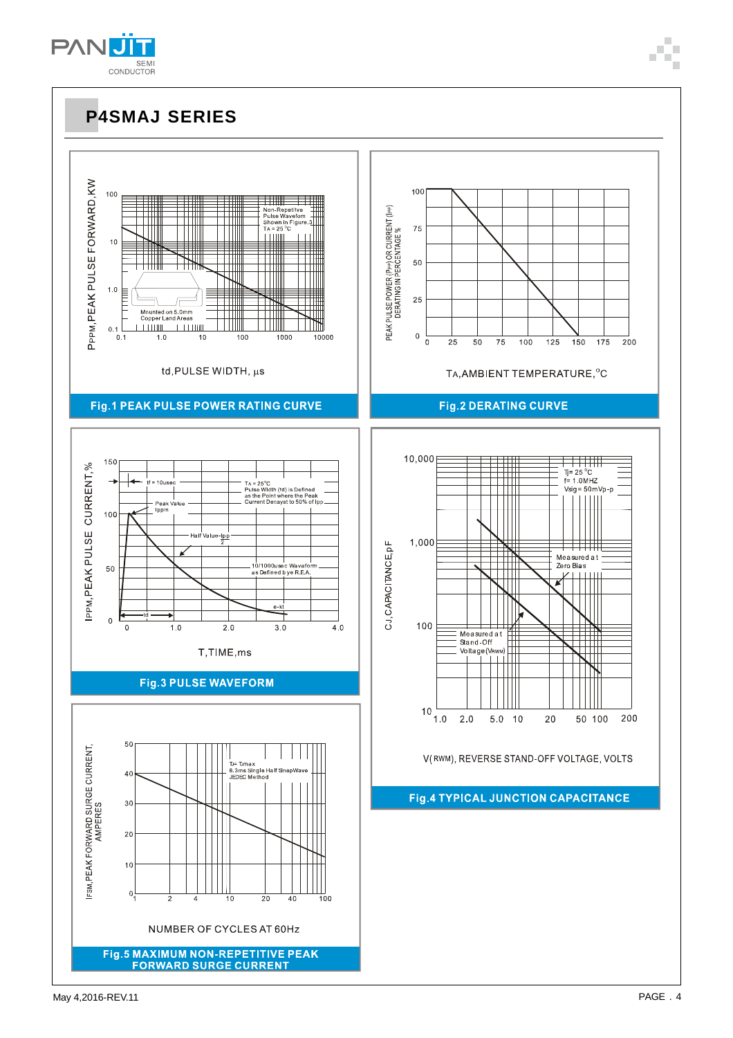## P4SMAJ SERIES

PPPM, PEAK PULSE FORWARD, KW

Non-Repetitive Pulse Waveform Shown in Figure.3 TA = 25 °C

Mounted on 5.0mm Copper Land Areas

td, PULSE WIDTH, µs

**Fig.1 PEAK PULSE POWER RATING CURVE**

PEAK PULSE POWER (PPP) OR CURRENT (IPP) DERATING IN PERCENTAGE %

TA, AMBIENT TEMPERATURE, °C

**Fig.2 DERATING CURVE**

IPPM, PEAK PULSE CURRENT, %

tf = 10usec

TA = 25°C Pulse Width (td) is Defined as the Point where the Peak Current Decays to 50% of Ipp

Peak Value Ippm

Half Value-Ipp/2

10/1000usec Waveform as Defined by e R.E.A.

e-kt

td

T, TIME, ms

**Fig.3 PULSE WAVEFORM**

CJ, CAPACITANCE, pF

TJ = 25 °C f = 1.0MHZ Vsig = 50mVp-p

Measured at Zero Bias

Measured at Stand-Off Voltage (VRWM)

V(RWM), REVERSE STAND-OFF VOLTAGE, VOLTS

**Fig.4 TYPICAL JUNCTION CAPACITANCE**

IFSM, PEAK FORWARD SURGE CURRENT, AMPERES

TJ = Tjmax 8.3ms Single Half Sine-Wave JEDEC Method

NUMBER OF CYCLES AT 60Hz

**Fig.5 MAXIMUM NON-REPETITIVE PEAK FORWARD SURGE CURRENT**

May 4,2016-REV.11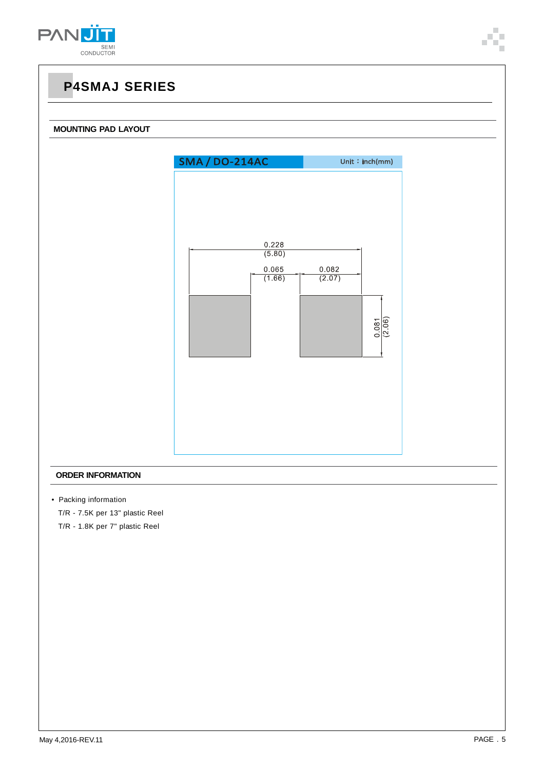# P4SMAJ SERIES

## MOUNTING PAD LAYOUT

SMA / DO-214AC — Unit：inch(mm)

0.228 (5.80)

0.065 (1.66)

0.082 (2.07)

0.081 (2.06)

## ORDER INFORMATION

- Packing information

  T/R - 7.5K per 13" plastic Reel

  T/R - 1.8K per 7" plastic Reel

May 4,2016-REV.11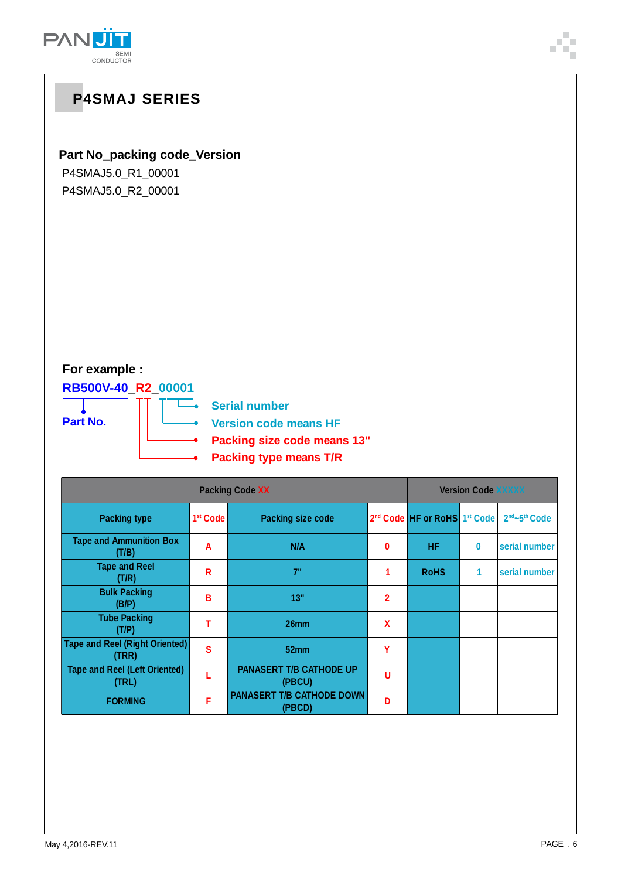## P4SMAJ SERIES

**Part No_packing code_Version**

P4SMAJ5.0_R1_00001

P4SMAJ5.0_R2_00001

**For example :**

**RB500V-40_R2_00001**

- **Part No.**
- **Serial number**
- **Version code means HF**
- **Packing size code means 13"**
- **Packing type means T/R**

| Packing Code XX | | | | Version Code XXXXX | | |
|---|---|---|---|---|---|---|
| Packing type | 1st Code | Packing size code | 2nd Code | HF or RoHS | 1st Code | 2nd~5th Code |
| Tape and Ammunition Box (T/B) | A | N/A | 0 | HF | 0 | serial number |
| Tape and Reel (T/R) | R | 7" | 1 | RoHS | 1 | serial number |
| Bulk Packing (B/P) | B | 13" | 2 | | | |
| Tube Packing (T/P) | T | 26mm | X | | | |
| Tape and Reel (Right Oriented) (TRR) | S | 52mm | Y | | | |
| Tape and Reel (Left Oriented) (TRL) | L | PANASERT T/B CATHODE UP (PBCU) | U | | | |
| FORMING | F | PANASERT T/B CATHODE DOWN (PBCD) | D | | | |

May 4,2016-REV.11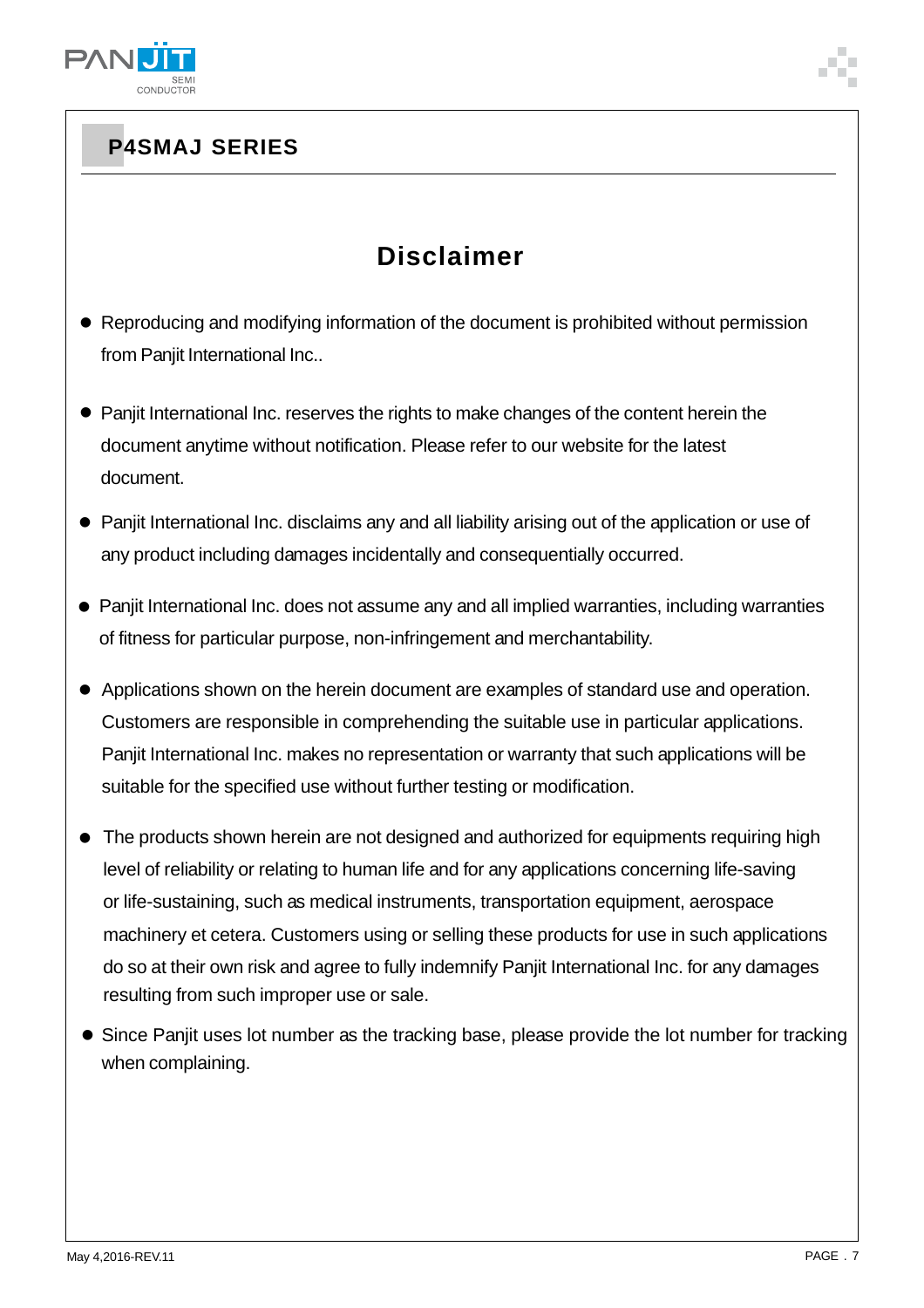## P4SMAJ SERIES

# Disclaimer

- Reproducing and modifying information of the document is prohibited without permission from Panjit International Inc..
- Panjit International Inc. reserves the rights to make changes of the content herein the document anytime without notification. Please refer to our website for the latest document.
- Panjit International Inc. disclaims any and all liability arising out of the application or use of any product including damages incidentally and consequentially occurred.
- Panjit International Inc. does not assume any and all implied warranties, including warranties of fitness for particular purpose, non-infringement and merchantability.
- Applications shown on the herein document are examples of standard use and operation. Customers are responsible in comprehending the suitable use in particular applications. Panjit International Inc. makes no representation or warranty that such applications will be suitable for the specified use without further testing or modification.
- The products shown herein are not designed and authorized for equipments requiring high level of reliability or relating to human life and for any applications concerning life-saving or life-sustaining, such as medical instruments, transportation equipment, aerospace machinery et cetera. Customers using or selling these products for use in such applications do so at their own risk and agree to fully indemnify Panjit International Inc. for any damages resulting from such improper use or sale.
- Since Panjit uses lot number as the tracking base, please provide the lot number for tracking when complaining.

May 4,2016-REV.11